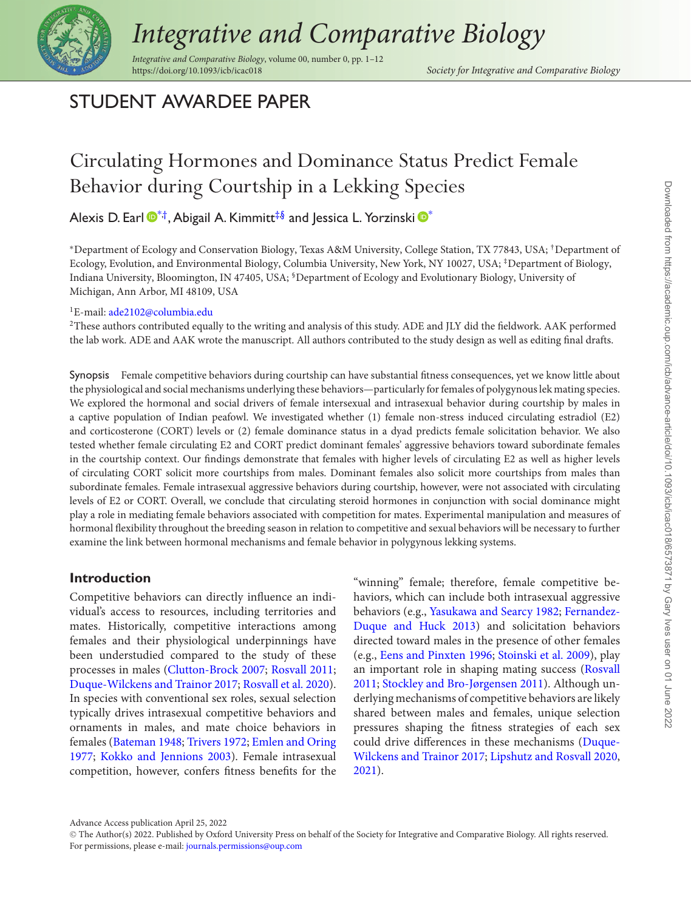STUDENT AWARDEE PAPER

# Circulating Hormones and Dominance Status Predict Female Behavior during Courtship in a Lekking Species

Alexis D. Earl[*,†], Abigail A. Kimmitt[‡,§] and Jessica L. Yorzinski[*]

[*]Department of Ecology and Conservation Biology, Texas A&M University, College Station, TX 77843, USA; [†]Department of Ecology, Evolution, and Environmental Biology, Columbia University, New York, NY 10027, USA; [‡]Department of Biology, Indiana University, Bloomington, IN 47405, USA; [§]Department of Ecology and Evolutionary Biology, University of Michigan, Ann Arbor, MI 48109, USA

[1]E-mail: ade2102@columbia.edu

[2]These authors contributed equally to the writing and analysis of this study. ADE and JLY did the fieldwork. AAK performed the lab work. ADE and AAK wrote the manuscript. All authors contributed to the study design as well as editing final drafts.

**Synopsis** Female competitive behaviors during courtship can have substantial fitness consequences, yet we know little about the physiological and social mechanisms underlying these behaviors—particularly for females of polygynous lek mating species. We explored the hormonal and social drivers of female intersexual and intrasexual behavior during courtship by males in a captive population of Indian peafowl. We investigated whether (1) female non-stress induced circulating estradiol (E2) and corticosterone (CORT) levels or (2) female dominance status in a dyad predicts female solicitation behavior. We also tested whether female circulating E2 and CORT predict dominant females' aggressive behaviors toward subordinate females in the courtship context. Our findings demonstrate that females with higher levels of circulating E2 as well as higher levels of circulating CORT solicit more courtships from males. Dominant females also solicit more courtships from males than subordinate females. Female intrasexual aggressive behaviors during courtship, however, were not associated with circulating levels of E2 or CORT. Overall, we conclude that circulating steroid hormones in conjunction with social dominance might play a role in mediating female behaviors associated with competition for mates. Experimental manipulation and measures of hormonal flexibility throughout the breeding season in relation to competitive and sexual behaviors will be necessary to further examine the link between hormonal mechanisms and female behavior in polygynous lekking systems.

## Introduction

Competitive behaviors can directly influence an individual's access to resources, including territories and mates. Historically, competitive interactions among females and their physiological underpinnings have been understudied compared to the study of these processes in males (Clutton-Brock 2007; Rosvall 2011; Duque-Wilckens and Trainor 2017; Rosvall et al. 2020). In species with conventional sex roles, sexual selection typically drives intrasexual competitive behaviors and ornaments in males, and mate choice behaviors in females (Bateman 1948; Trivers 1972; Emlen and Oring 1977; Kokko and Jennions 2003). Female intrasexual competition, however, confers fitness benefits for the "winning" female; therefore, female competitive behaviors, which can include both intrasexual aggressive behaviors (e.g., Yasukawa and Searcy 1982; Fernandez-Duque and Huck 2013) and solicitation behaviors directed toward males in the presence of other females (e.g., Eens and Pinxten 1996; Stoinski et al. 2009), play an important role in shaping mating success (Rosvall 2011; Stockley and Bro-Jørgensen 2011). Although underlying mechanisms of competitive behaviors are likely shared between males and females, unique selection pressures shaping the fitness strategies of each sex could drive differences in these mechanisms (Duque-Wilckens and Trainor 2017; Lipshutz and Rosvall 2020, 2021).

Advance Access publication April 25, 2022

© The Author(s) 2022. Published by Oxford University Press on behalf of the Society for Integrative and Comparative Biology. All rights reserved. For permissions, please e-mail: journals.permissions@oup.com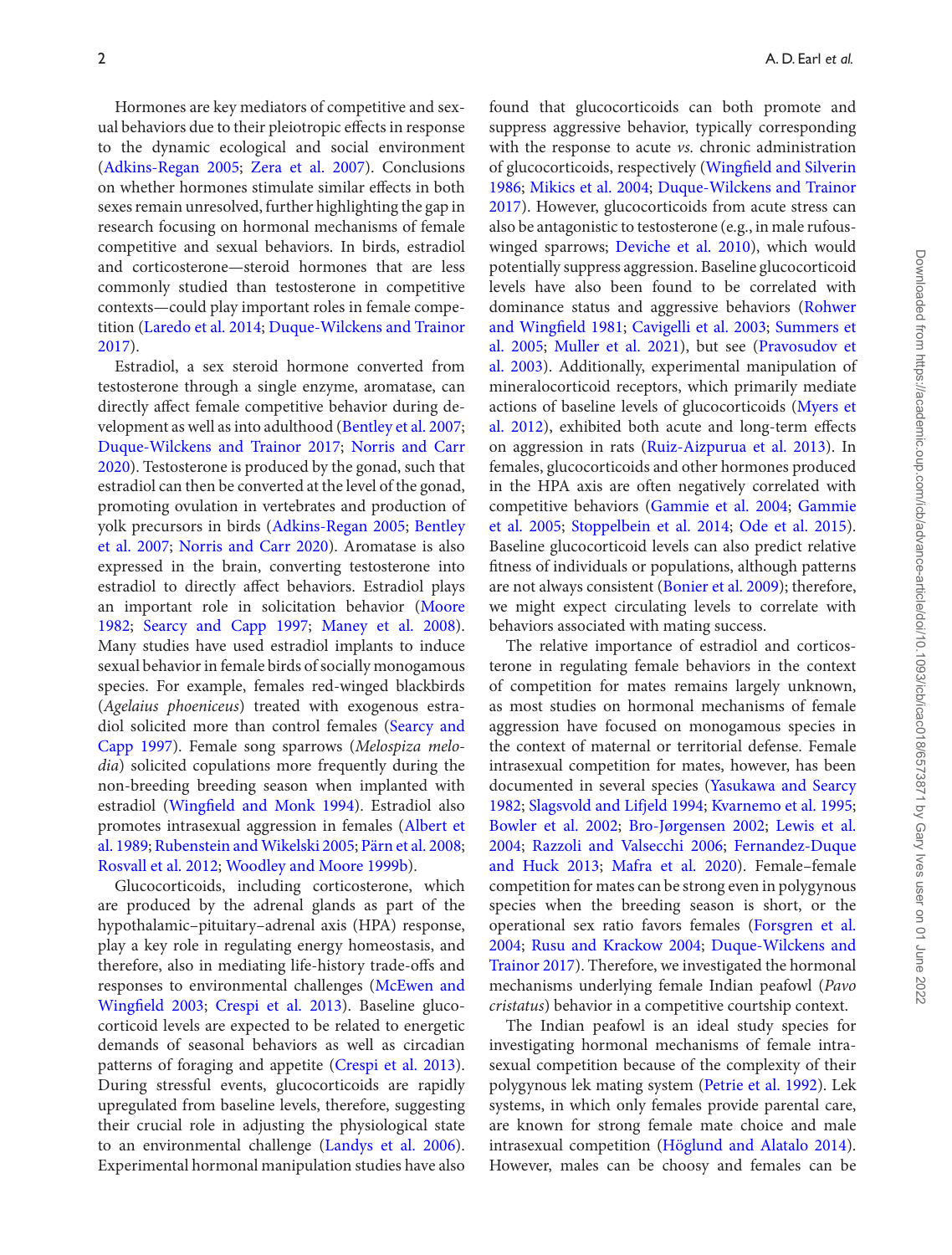Hormones are key mediators of competitive and sexual behaviors due to their pleiotropic effects in response to the dynamic ecological and social environment (Adkins-Regan 2005; Zera et al. 2007). Conclusions on whether hormones stimulate similar effects in both sexes remain unresolved, further highlighting the gap in research focusing on hormonal mechanisms of female competitive and sexual behaviors. In birds, estradiol and corticosterone—steroid hormones that are less commonly studied than testosterone in competitive contexts—could play important roles in female competition (Laredo et al. 2014; Duque-Wilckens and Trainor 2017).

Estradiol, a sex steroid hormone converted from testosterone through a single enzyme, aromatase, can directly affect female competitive behavior during development as well as into adulthood (Bentley et al. 2007; Duque-Wilckens and Trainor 2017; Norris and Carr 2020). Testosterone is produced by the gonad, such that estradiol can then be converted at the level of the gonad, promoting ovulation in vertebrates and production of yolk precursors in birds (Adkins-Regan 2005; Bentley et al. 2007; Norris and Carr 2020). Aromatase is also expressed in the brain, converting testosterone into estradiol to directly affect behaviors. Estradiol plays an important role in solicitation behavior (Moore 1982; Searcy and Capp 1997; Maney et al. 2008). Many studies have used estradiol implants to induce sexual behavior in female birds of socially monogamous species. For example, females red-winged blackbirds (*Agelaius phoeniceus*) treated with exogenous estradiol solicited more than control females (Searcy and Capp 1997). Female song sparrows (*Melospiza melodia*) solicited copulations more frequently during the non-breeding breeding season when implanted with estradiol (Wingfield and Monk 1994). Estradiol also promotes intrasexual aggression in females (Albert et al. 1989; Rubenstein and Wikelski 2005; Pärn et al. 2008; Rosvall et al. 2012; Woodley and Moore 1999b).

Glucocorticoids, including corticosterone, which are produced by the adrenal glands as part of the hypothalamic–pituitary–adrenal axis (HPA) response, play a key role in regulating energy homeostasis, and therefore, also in mediating life-history trade-offs and responses to environmental challenges (McEwen and Wingfield 2003; Crespi et al. 2013). Baseline glucocorticoid levels are expected to be related to energetic demands of seasonal behaviors as well as circadian patterns of foraging and appetite (Crespi et al. 2013). During stressful events, glucocorticoids are rapidly upregulated from baseline levels, therefore, suggesting their crucial role in adjusting the physiological state to an environmental challenge (Landys et al. 2006). Experimental hormonal manipulation studies have also found that glucocorticoids can both promote and suppress aggressive behavior, typically corresponding with the response to acute *vs.* chronic administration of glucocorticoids, respectively (Wingfield and Silverin 1986; Mikics et al. 2004; Duque-Wilckens and Trainor 2017). However, glucocorticoids from acute stress can also be antagonistic to testosterone (e.g., in male rufous-winged sparrows; Deviche et al. 2010), which would potentially suppress aggression. Baseline glucocorticoid levels have also been found to be correlated with dominance status and aggressive behaviors (Rohwer and Wingfield 1981; Cavigelli et al. 2003; Summers et al. 2005; Muller et al. 2021), but see (Pravosudov et al. 2003). Additionally, experimental manipulation of mineralocorticoid receptors, which primarily mediate actions of baseline levels of glucocorticoids (Myers et al. 2012), exhibited both acute and long-term effects on aggression in rats (Ruiz-Aizpurua et al. 2013). In females, glucocorticoids and other hormones produced in the HPA axis are often negatively correlated with competitive behaviors (Gammie et al. 2004; Gammie et al. 2005; Stoppelbein et al. 2014; Ode et al. 2015). Baseline glucocorticoid levels can also predict relative fitness of individuals or populations, although patterns are not always consistent (Bonier et al. 2009); therefore, we might expect circulating levels to correlate with behaviors associated with mating success.

The relative importance of estradiol and corticosterone in regulating female behaviors in the context of competition for mates remains largely unknown, as most studies on hormonal mechanisms of female aggression have focused on monogamous species in the context of maternal or territorial defense. Female intrasexual competition for mates, however, has been documented in several species (Yasukawa and Searcy 1982; Slagsvold and Lifjeld 1994; Kvarnemo et al. 1995; Bowler et al. 2002; Bro-Jørgensen 2002; Lewis et al. 2004; Razzoli and Valsecchi 2006; Fernandez-Duque and Huck 2013; Mafra et al. 2020). Female–female competition for mates can be strong even in polygynous species when the breeding season is short, or the operational sex ratio favors females (Forsgren et al. 2004; Rusu and Krackow 2004; Duque-Wilckens and Trainor 2017). Therefore, we investigated the hormonal mechanisms underlying female Indian peafowl (*Pavo cristatus*) behavior in a competitive courtship context.

The Indian peafowl is an ideal study species for investigating hormonal mechanisms of female intrasexual competition because of the complexity of their polygynous lek mating system (Petrie et al. 1992). Lek systems, in which only females provide parental care, are known for strong female mate choice and male intrasexual competition (Höglund and Alatalo 2014). However, males can be choosy and females can be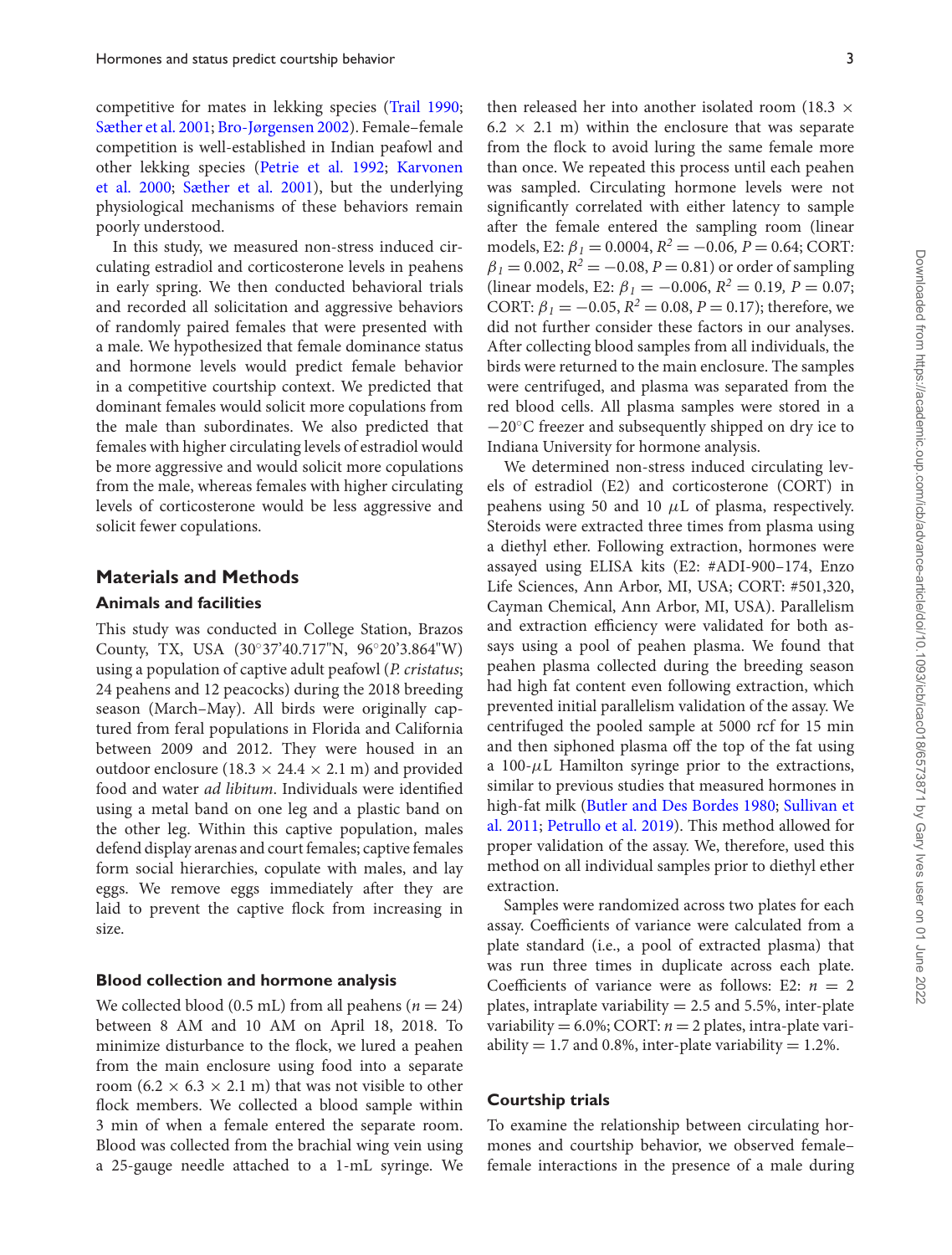competitive for mates in lekking species (Trail 1990; Sæther et al. 2001; Bro-Jørgensen 2002). Female–female competition is well-established in Indian peafowl and other lekking species (Petrie et al. 1992; Karvonen et al. 2000; Sæther et al. 2001), but the underlying physiological mechanisms of these behaviors remain poorly understood.

In this study, we measured non-stress induced circulating estradiol and corticosterone levels in peahens in early spring. We then conducted behavioral trials and recorded all solicitation and aggressive behaviors of randomly paired females that were presented with a male. We hypothesized that female dominance status and hormone levels would predict female behavior in a competitive courtship context. We predicted that dominant females would solicit more copulations from the male than subordinates. We also predicted that females with higher circulating levels of estradiol would be more aggressive and would solicit more copulations from the male, whereas females with higher circulating levels of corticosterone would be less aggressive and solicit fewer copulations.

## Materials and Methods

### Animals and facilities

This study was conducted in College Station, Brazos County, TX, USA (30°37'40.717"N, 96°20'3.864"W) using a population of captive adult peafowl (*P. cristatus*; 24 peahens and 12 peacocks) during the 2018 breeding season (March–May). All birds were originally captured from feral populations in Florida and California between 2009 and 2012. They were housed in an outdoor enclosure (18.3 × 24.4 × 2.1 m) and provided food and water *ad libitum*. Individuals were identified using a metal band on one leg and a plastic band on the other leg. Within this captive population, males defend display arenas and court females; captive females form social hierarchies, copulate with males, and lay eggs. We remove eggs immediately after they are laid to prevent the captive flock from increasing in size.

### Blood collection and hormone analysis

We collected blood (0.5 mL) from all peahens ($n = 24$) between 8 AM and 10 AM on April 18, 2018. To minimize disturbance to the flock, we lured a peahen from the main enclosure using food into a separate room (6.2 × 6.3 × 2.1 m) that was not visible to other flock members. We collected a blood sample within 3 min of when a female entered the separate room. Blood was collected from the brachial wing vein using a 25-gauge needle attached to a 1-mL syringe. We then released her into another isolated room (18.3 × 6.2 × 2.1 m) within the enclosure that was separate from the flock to avoid luring the same female more than once. We repeated this process until each peahen was sampled. Circulating hormone levels were not significantly correlated with either latency to sample after the female entered the sampling room (linear models, E2: $\beta_1 = 0.0004$, $R^2 = -0.06$, $P = 0.64$; CORT: $\beta_1 = 0.002$, $R^2 = -0.08$, $P = 0.81$) or order of sampling (linear models, E2: $\beta_1 = -0.006$, $R^2 = 0.19$, $P = 0.07$; CORT: $\beta_1 = -0.05$, $R^2 = 0.08$, $P = 0.17$); therefore, we did not further consider these factors in our analyses. After collecting blood samples from all individuals, the birds were returned to the main enclosure. The samples were centrifuged, and plasma was separated from the red blood cells. All plasma samples were stored in a −20°C freezer and subsequently shipped on dry ice to Indiana University for hormone analysis.

We determined non-stress induced circulating levels of estradiol (E2) and corticosterone (CORT) in peahens using 50 and 10 $\mu$L of plasma, respectively. Steroids were extracted three times from plasma using a diethyl ether. Following extraction, hormones were assayed using ELISA kits (E2: #ADI-900–174, Enzo Life Sciences, Ann Arbor, MI, USA; CORT: #501,320, Cayman Chemical, Ann Arbor, MI, USA). Parallelism and extraction efficiency were validated for both assays using a pool of peahen plasma. We found that peahen plasma collected during the breeding season had high fat content even following extraction, which prevented initial parallelism validation of the assay. We centrifuged the pooled sample at 5000 rcf for 15 min and then siphoned plasma off the top of the fat using a 100-$\mu$L Hamilton syringe prior to the extractions, similar to previous studies that measured hormones in high-fat milk (Butler and Des Bordes 1980; Sullivan et al. 2011; Petrullo et al. 2019). This method allowed for proper validation of the assay. We, therefore, used this method on all individual samples prior to diethyl ether extraction.

Samples were randomized across two plates for each assay. Coefficients of variance were calculated from a plate standard (i.e., a pool of extracted plasma) that was run three times in duplicate across each plate. Coefficients of variance were as follows: E2: $n = 2$ plates, intraplate variability = 2.5 and 5.5%, inter-plate variability = 6.0%; CORT: $n = 2$ plates, intra-plate variability = 1.7 and 0.8%, inter-plate variability = 1.2%.

### Courtship trials

To examine the relationship between circulating hormones and courtship behavior, we observed female–female interactions in the presence of a male during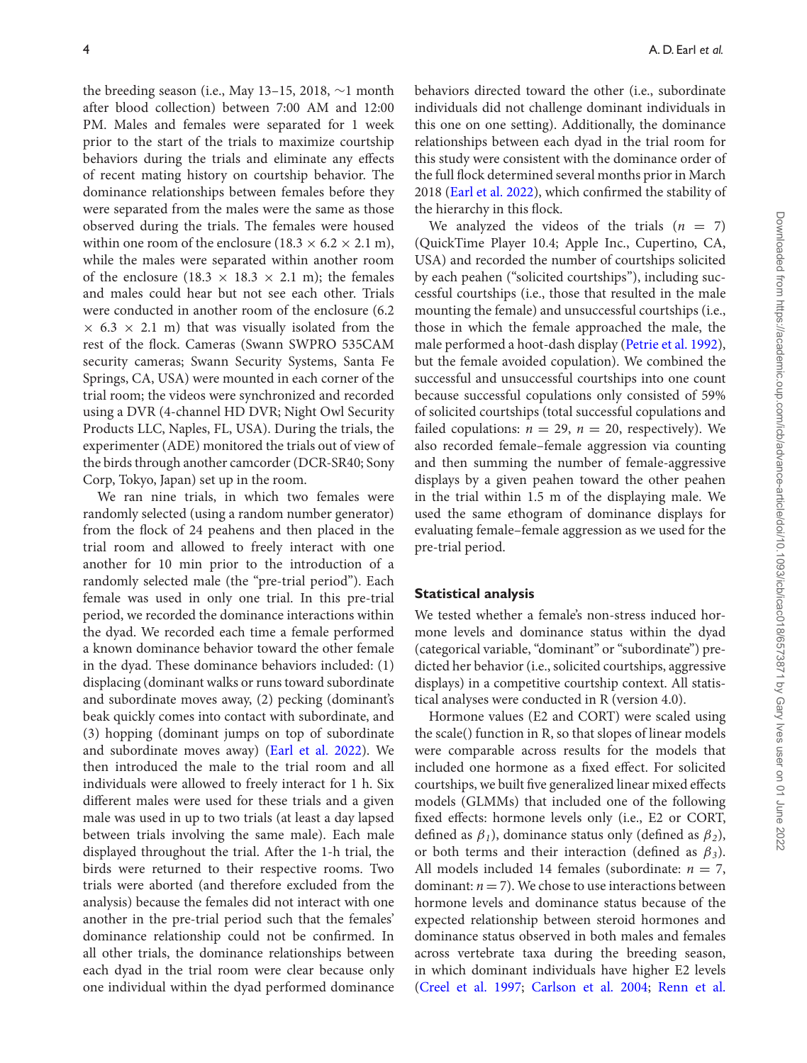the breeding season (i.e., May 13–15, 2018, ∼1 month after blood collection) between 7:00 AM and 12:00 PM. Males and females were separated for 1 week prior to the start of the trials to maximize courtship behaviors during the trials and eliminate any effects of recent mating history on courtship behavior. The dominance relationships between females before they were separated from the males were the same as those observed during the trials. The females were housed within one room of the enclosure (18.3 × 6.2 × 2.1 m), while the males were separated within another room of the enclosure (18.3 × 18.3 × 2.1 m); the females and males could hear but not see each other. Trials were conducted in another room of the enclosure (6.2 × 6.3 × 2.1 m) that was visually isolated from the rest of the flock. Cameras (Swann SWPRO 535CAM security cameras; Swann Security Systems, Santa Fe Springs, CA, USA) were mounted in each corner of the trial room; the videos were synchronized and recorded using a DVR (4-channel HD DVR; Night Owl Security Products LLC, Naples, FL, USA). During the trials, the experimenter (ADE) monitored the trials out of view of the birds through another camcorder (DCR-SR40; Sony Corp, Tokyo, Japan) set up in the room.

We ran nine trials, in which two females were randomly selected (using a random number generator) from the flock of 24 peahens and then placed in the trial room and allowed to freely interact with one another for 10 min prior to the introduction of a randomly selected male (the "pre-trial period"). Each female was used in only one trial. In this pre-trial period, we recorded the dominance interactions within the dyad. We recorded each time a female performed a known dominance behavior toward the other female in the dyad. These dominance behaviors included: (1) displacing (dominant walks or runs toward subordinate and subordinate moves away, (2) pecking (dominant's beak quickly comes into contact with subordinate, and (3) hopping (dominant jumps on top of subordinate and subordinate moves away) (Earl et al. 2022). We then introduced the male to the trial room and all individuals were allowed to freely interact for 1 h. Six different males were used for these trials and a given male was used in up to two trials (at least a day lapsed between trials involving the same male). Each male displayed throughout the trial. After the 1-h trial, the birds were returned to their respective rooms. Two trials were aborted (and therefore excluded from the analysis) because the females did not interact with one another in the pre-trial period such that the females' dominance relationship could not be confirmed. In all other trials, the dominance relationships between each dyad in the trial room were clear because only one individual within the dyad performed dominance behaviors directed toward the other (i.e., subordinate individuals did not challenge dominant individuals in this one on one setting). Additionally, the dominance relationships between each dyad in the trial room for this study were consistent with the dominance order of the full flock determined several months prior in March 2018 (Earl et al. 2022), which confirmed the stability of the hierarchy in this flock.

We analyzed the videos of the trials ($n$ = 7) (QuickTime Player 10.4; Apple Inc., Cupertino, CA, USA) and recorded the number of courtships solicited by each peahen ("solicited courtships"), including successful courtships (i.e., those that resulted in the male mounting the female) and unsuccessful courtships (i.e., those in which the female approached the male, the male performed a hoot-dash display (Petrie et al. 1992), but the female avoided copulation). We combined the successful and unsuccessful courtships into one count because successful copulations only consisted of 59% of solicited courtships (total successful copulations and failed copulations: $n$ = 29, $n$ = 20, respectively). We also recorded female–female aggression via counting and then summing the number of female-aggressive displays by a given peahen toward the other peahen in the trial within 1.5 m of the displaying male. We used the same ethogram of dominance displays for evaluating female–female aggression as we used for the pre-trial period.

## Statistical analysis

We tested whether a female's non-stress induced hormone levels and dominance status within the dyad (categorical variable, "dominant" or "subordinate") predicted her behavior (i.e., solicited courtships, aggressive displays) in a competitive courtship context. All statistical analyses were conducted in R (version 4.0).

Hormone values (E2 and CORT) were scaled using the scale() function in R, so that slopes of linear models were comparable across results for the models that included one hormone as a fixed effect. For solicited courtships, we built five generalized linear mixed effects models (GLMMs) that included one of the following fixed effects: hormone levels only (i.e., E2 or CORT, defined as $\beta_1$), dominance status only (defined as $\beta_2$), or both terms and their interaction (defined as $\beta_3$). All models included 14 females (subordinate: $n$ = 7, dominant: $n$ = 7). We chose to use interactions between hormone levels and dominance status because of the expected relationship between steroid hormones and dominance status observed in both males and females across vertebrate taxa during the breeding season, in which dominant individuals have higher E2 levels (Creel et al. 1997; Carlson et al. 2004; Renn et al.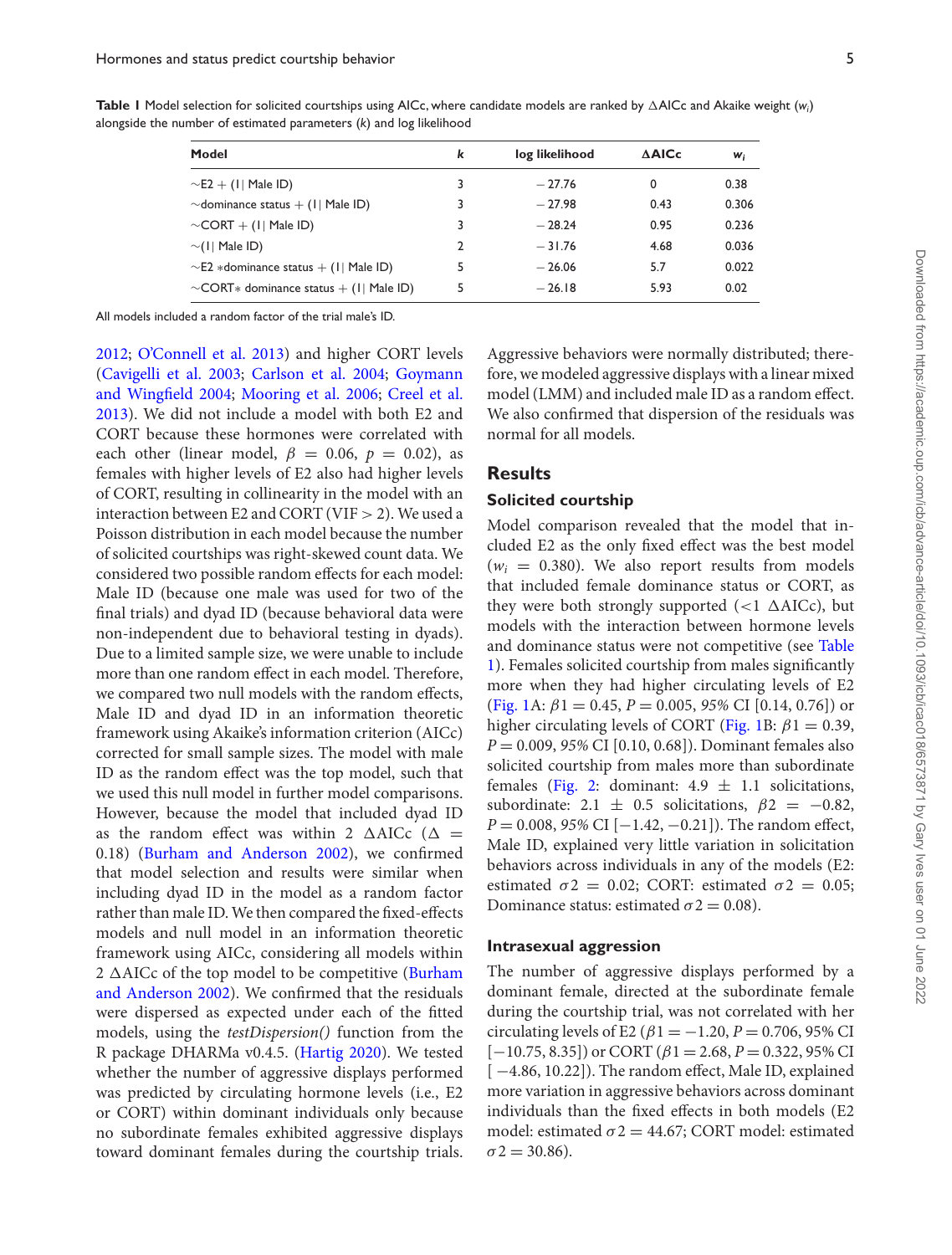**Table 1** Model selection for solicited courtships using AICc, where candidate models are ranked by ΔAICc and Akaike weight ($w_i$) alongside the number of estimated parameters ($k$) and log likelihood

| Model | $k$ | log likelihood | ΔAICc | $w_i$ |
|---|---|---|---|---|
| ∼E2 + (1\| Male ID) | 3 | −27.76 | 0 | 0.38 |
| ∼dominance status + (1\| Male ID) | 3 | −27.98 | 0.43 | 0.306 |
| ∼CORT + (1\| Male ID) | 3 | −28.24 | 0.95 | 0.236 |
| ∼(1\| Male ID) | 2 | −31.76 | 4.68 | 0.036 |
| ∼E2 ∗dominance status + (1\| Male ID) | 5 | −26.06 | 5.7 | 0.022 |
| ∼CORT∗ dominance status + (1\| Male ID) | 5 | −26.18 | 5.93 | 0.02 |

All models included a random factor of the trial male's ID.

2012; O'Connell et al. 2013) and higher CORT levels (Cavigelli et al. 2003; Carlson et al. 2004; Goymann and Wingfield 2004; Mooring et al. 2006; Creel et al. 2013). We did not include a model with both E2 and CORT because these hormones were correlated with each other (linear model, $\beta = 0.06$, $p = 0.02$), as females with higher levels of E2 also had higher levels of CORT, resulting in collinearity in the model with an interaction between E2 and CORT (VIF > 2). We used a Poisson distribution in each model because the number of solicited courtships was right-skewed count data. We considered two possible random effects for each model: Male ID (because one male was used for two of the final trials) and dyad ID (because behavioral data were non-independent due to behavioral testing in dyads). Due to a limited sample size, we were unable to include more than one random effect in each model. Therefore, we compared two null models with the random effects, Male ID and dyad ID in an information theoretic framework using Akaike's information criterion (AICc) corrected for small sample sizes. The model with male ID as the random effect was the top model, such that we used this null model in further model comparisons. However, because the model that included dyad ID as the random effect was within 2 ΔAICc (Δ = 0.18) (Burham and Anderson 2002), we confirmed that model selection and results were similar when including dyad ID in the model as a random factor rather than male ID. We then compared the fixed-effects models and null model in an information theoretic framework using AICc, considering all models within 2 ΔAICc of the top model to be competitive (Burham and Anderson 2002). We confirmed that the residuals were dispersed as expected under each of the fitted models, using the *testDispersion()* function from the R package DHARMa v0.4.5. (Hartig 2020). We tested whether the number of aggressive displays performed was predicted by circulating hormone levels (i.e., E2 or CORT) within dominant individuals only because no subordinate females exhibited aggressive displays toward dominant females during the courtship trials. Aggressive behaviors were normally distributed; therefore, we modeled aggressive displays with a linear mixed model (LMM) and included male ID as a random effect. We also confirmed that dispersion of the residuals was normal for all models.

## Results

### Solicited courtship

Model comparison revealed that the model that included E2 as the only fixed effect was the best model ($w_i$ = 0.380). We also report results from models that included female dominance status or CORT, as they were both strongly supported (<1 ΔAICc), but models with the interaction between hormone levels and dominance status were not competitive (see Table 1). Females solicited courtship from males significantly more when they had higher circulating levels of E2 (Fig. 1A: $\beta 1 = 0.45$, $P = 0.005$, *95%* CI [0.14, 0.76]) or higher circulating levels of CORT (Fig. 1B: $\beta 1 = 0.39$, $P = 0.009$, *95%* CI [0.10, 0.68]). Dominant females also solicited courtship from males more than subordinate females (Fig. 2: dominant: 4.9 ± 1.1 solicitations, subordinate: 2.1 ± 0.5 solicitations, $\beta 2 = -0.82$, $P = 0.008$, *95%* CI [−1.42, −0.21]). The random effect, Male ID, explained very little variation in solicitation behaviors across individuals in any of the models (E2: estimated $\sigma 2 = 0.02$; CORT: estimated $\sigma 2 = 0.05$; Dominance status: estimated $\sigma 2 = 0.08$).

### Intrasexual aggression

The number of aggressive displays performed by a dominant female, directed at the subordinate female during the courtship trial, was not correlated with her circulating levels of E2 ($\beta 1 = -1.20$, $P = 0.706$, 95% CI [−10.75, 8.35]) or CORT ($\beta 1 = 2.68$, $P = 0.322$, 95% CI [ −4.86, 10.22]). The random effect, Male ID, explained more variation in aggressive behaviors across dominant individuals than the fixed effects in both models (E2 model: estimated $\sigma 2 = 44.67$; CORT model: estimated $\sigma 2 = 30.86$).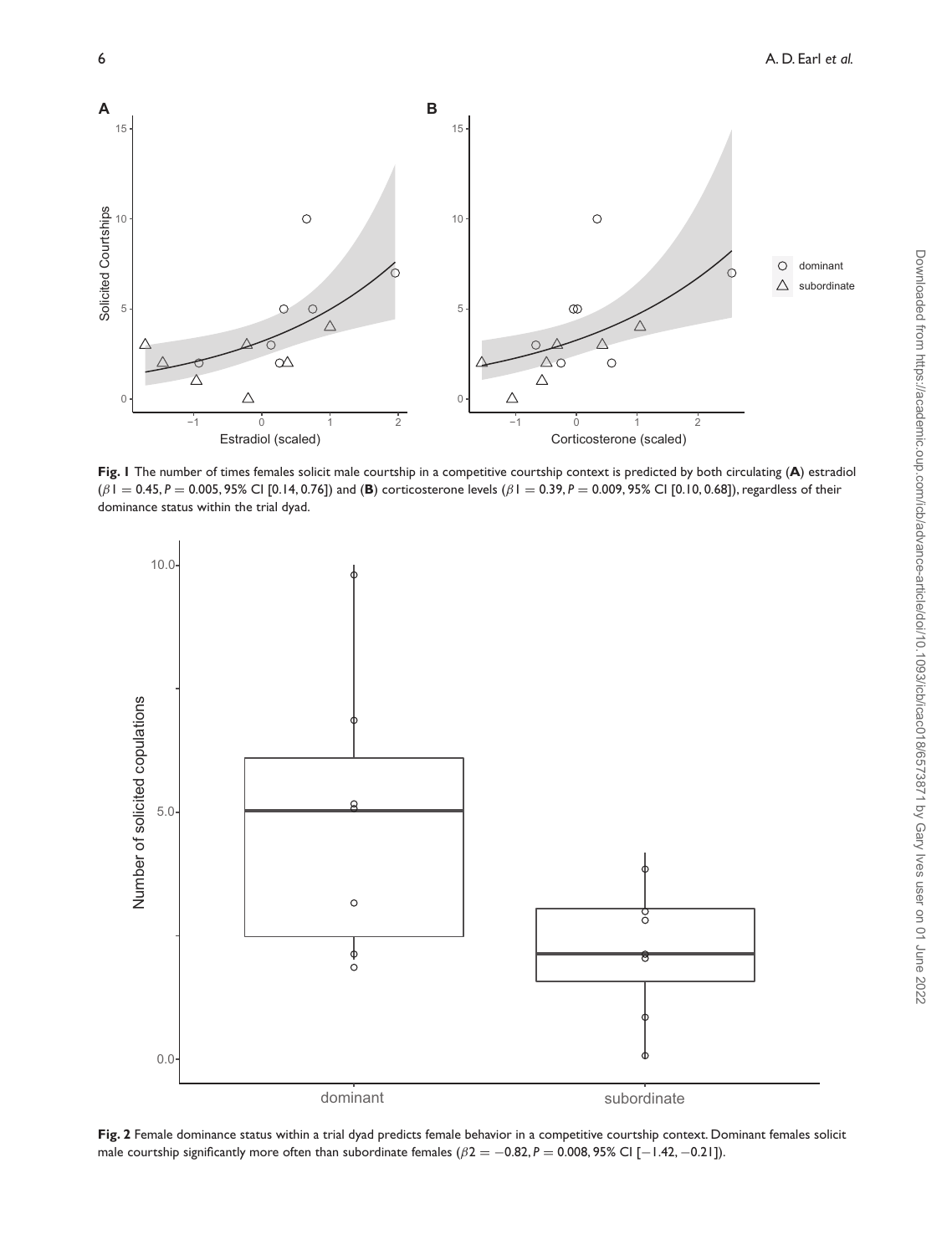**Fig. 1** The number of times females solicit male courtship in a competitive courtship context is predicted by both circulating (**A**) estradiol ($\beta 1 = 0.45$, $P = 0.005$, 95% CI [0.14, 0.76]) and (**B**) corticosterone levels ($\beta 1 = 0.39$, $P = 0.009$, 95% CI [0.10, 0.68]), regardless of their dominance status within the trial dyad.

**Fig. 2** Female dominance status within a trial dyad predicts female behavior in a competitive courtship context. Dominant females solicit male courtship significantly more often than subordinate females ($\beta 2 = -0.82$, $P = 0.008$, 95% CI [$-1.42$, $-0.21$]).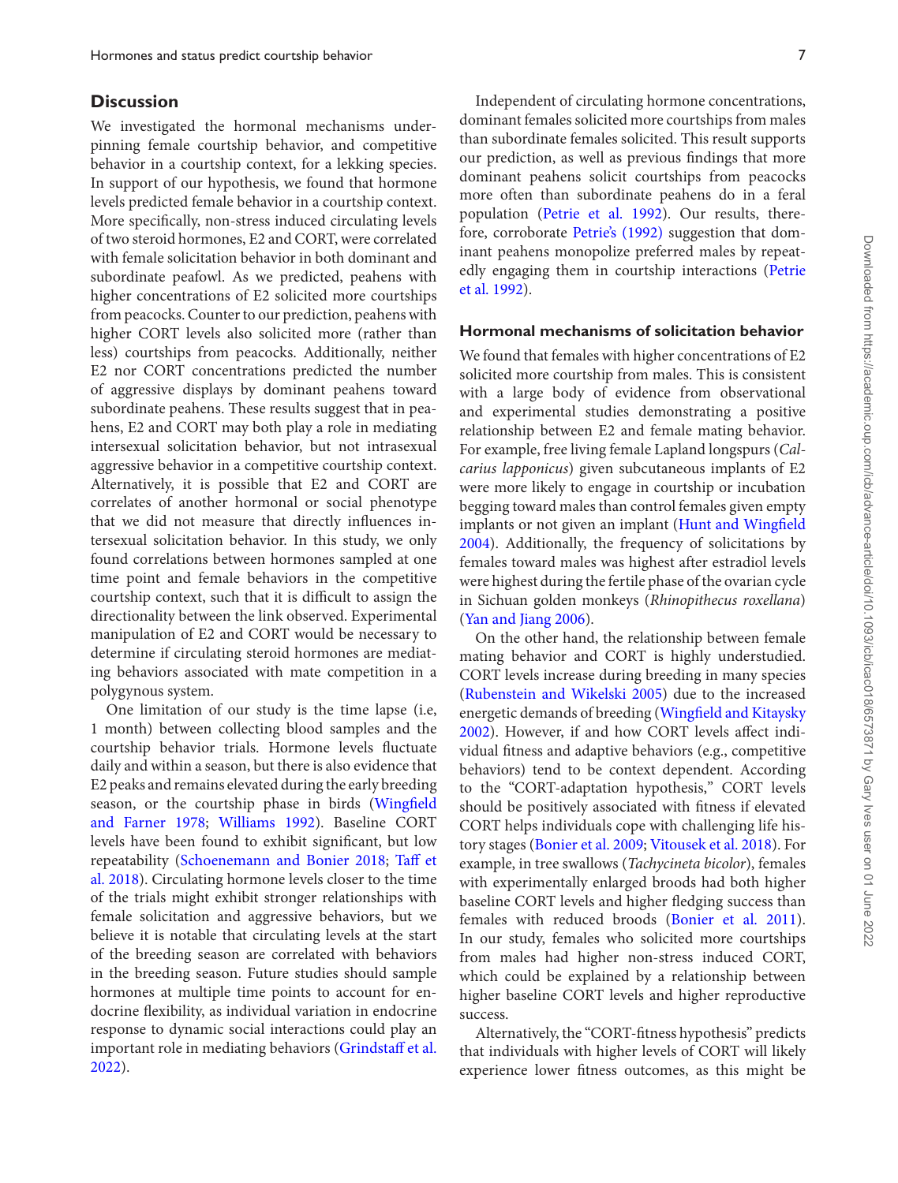## Discussion

We investigated the hormonal mechanisms underpinning female courtship behavior, and competitive behavior in a courtship context, for a lekking species. In support of our hypothesis, we found that hormone levels predicted female behavior in a courtship context. More specifically, non-stress induced circulating levels of two steroid hormones, E2 and CORT, were correlated with female solicitation behavior in both dominant and subordinate peafowl. As we predicted, peahens with higher concentrations of E2 solicited more courtships from peacocks. Counter to our prediction, peahens with higher CORT levels also solicited more (rather than less) courtships from peacocks. Additionally, neither E2 nor CORT concentrations predicted the number of aggressive displays by dominant peahens toward subordinate peahens. These results suggest that in peahens, E2 and CORT may both play a role in mediating intersexual solicitation behavior, but not intrasexual aggressive behavior in a competitive courtship context. Alternatively, it is possible that E2 and CORT are correlates of another hormonal or social phenotype that we did not measure that directly influences intersexual solicitation behavior. In this study, we only found correlations between hormones sampled at one time point and female behaviors in the competitive courtship context, such that it is difficult to assign the directionality between the link observed. Experimental manipulation of E2 and CORT would be necessary to determine if circulating steroid hormones are mediating behaviors associated with mate competition in a polygynous system.

One limitation of our study is the time lapse (i.e, 1 month) between collecting blood samples and the courtship behavior trials. Hormone levels fluctuate daily and within a season, but there is also evidence that E2 peaks and remains elevated during the early breeding season, or the courtship phase in birds (Wingfield and Farner 1978; Williams 1992). Baseline CORT levels have been found to exhibit significant, but low repeatability (Schoenemann and Bonier 2018; Taff et al. 2018). Circulating hormone levels closer to the time of the trials might exhibit stronger relationships with female solicitation and aggressive behaviors, but we believe it is notable that circulating levels at the start of the breeding season are correlated with behaviors in the breeding season. Future studies should sample hormones at multiple time points to account for endocrine flexibility, as individual variation in endocrine response to dynamic social interactions could play an important role in mediating behaviors (Grindstaff et al. 2022).

Independent of circulating hormone concentrations, dominant females solicited more courtships from males than subordinate females solicited. This result supports our prediction, as well as previous findings that more dominant peahens solicit courtships from peacocks more often than subordinate peahens do in a feral population (Petrie et al. 1992). Our results, therefore, corroborate Petrie's (1992) suggestion that dominant peahens monopolize preferred males by repeatedly engaging them in courtship interactions (Petrie et al. 1992).

### Hormonal mechanisms of solicitation behavior

We found that females with higher concentrations of E2 solicited more courtship from males. This is consistent with a large body of evidence from observational and experimental studies demonstrating a positive relationship between E2 and female mating behavior. For example, free living female Lapland longspurs (*Calcarius lapponicus*) given subcutaneous implants of E2 were more likely to engage in courtship or incubation begging toward males than control females given empty implants or not given an implant (Hunt and Wingfield 2004). Additionally, the frequency of solicitations by females toward males was highest after estradiol levels were highest during the fertile phase of the ovarian cycle in Sichuan golden monkeys (*Rhinopithecus roxellana*) (Yan and Jiang 2006).

On the other hand, the relationship between female mating behavior and CORT is highly understudied. CORT levels increase during breeding in many species (Rubenstein and Wikelski 2005) due to the increased energetic demands of breeding (Wingfield and Kitaysky 2002). However, if and how CORT levels affect individual fitness and adaptive behaviors (e.g., competitive behaviors) tend to be context dependent. According to the "CORT-adaptation hypothesis," CORT levels should be positively associated with fitness if elevated CORT helps individuals cope with challenging life history stages (Bonier et al. 2009; Vitousek et al. 2018). For example, in tree swallows (*Tachycineta bicolor*), females with experimentally enlarged broods had both higher baseline CORT levels and higher fledging success than females with reduced broods (Bonier et al. 2011). In our study, females who solicited more courtships from males had higher non-stress induced CORT, which could be explained by a relationship between higher baseline CORT levels and higher reproductive success.

Alternatively, the "CORT-fitness hypothesis" predicts that individuals with higher levels of CORT will likely experience lower fitness outcomes, as this might be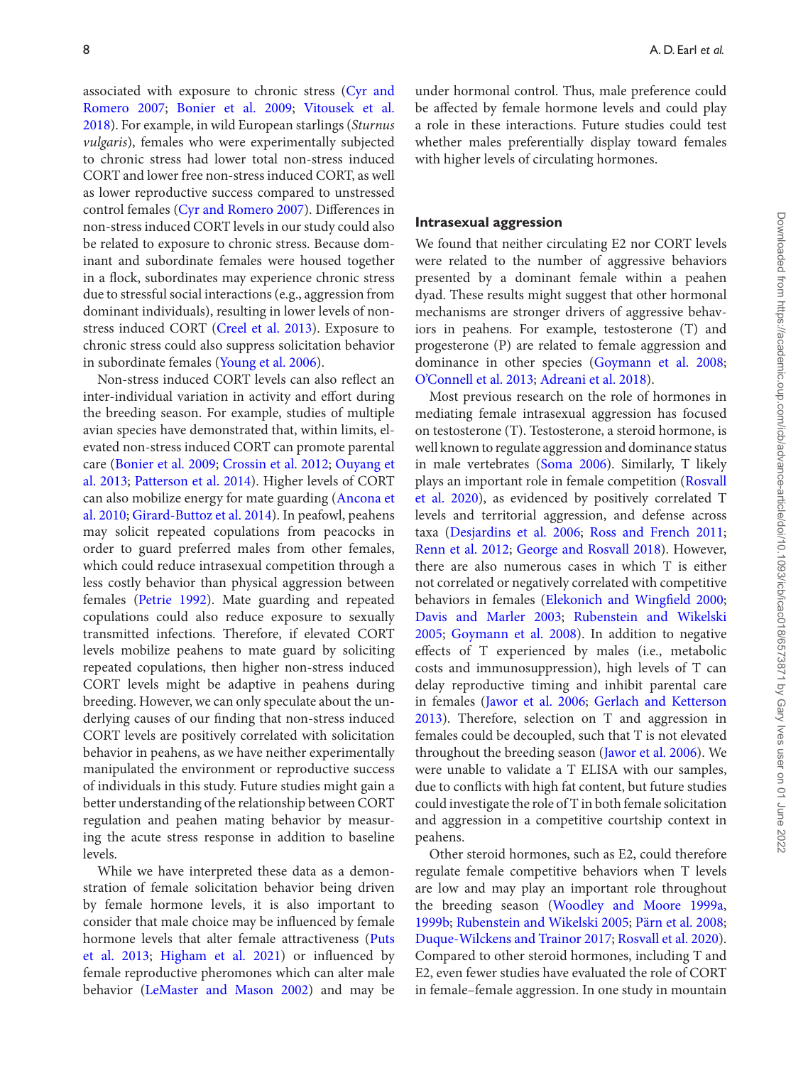associated with exposure to chronic stress (Cyr and Romero 2007; Bonier et al. 2009; Vitousek et al. 2018). For example, in wild European starlings (*Sturnus vulgaris*), females who were experimentally subjected to chronic stress had lower total non-stress induced CORT and lower free non-stress induced CORT, as well as lower reproductive success compared to unstressed control females (Cyr and Romero 2007). Differences in non-stress induced CORT levels in our study could also be related to exposure to chronic stress. Because dominant and subordinate females were housed together in a flock, subordinates may experience chronic stress due to stressful social interactions (e.g., aggression from dominant individuals), resulting in lower levels of non-stress induced CORT (Creel et al. 2013). Exposure to chronic stress could also suppress solicitation behavior in subordinate females (Young et al. 2006).

Non-stress induced CORT levels can also reflect an inter-individual variation in activity and effort during the breeding season. For example, studies of multiple avian species have demonstrated that, within limits, elevated non-stress induced CORT can promote parental care (Bonier et al. 2009; Crossin et al. 2012; Ouyang et al. 2013; Patterson et al. 2014). Higher levels of CORT can also mobilize energy for mate guarding (Ancona et al. 2010; Girard-Buttoz et al. 2014). In peafowl, peahens may solicit repeated copulations from peacocks in order to guard preferred males from other females, which could reduce intrasexual competition through a less costly behavior than physical aggression between females (Petrie 1992). Mate guarding and repeated copulations could also reduce exposure to sexually transmitted infections. Therefore, if elevated CORT levels mobilize peahens to mate guard by soliciting repeated copulations, then higher non-stress induced CORT levels might be adaptive in peahens during breeding. However, we can only speculate about the underlying causes of our finding that non-stress induced CORT levels are positively correlated with solicitation behavior in peahens, as we have neither experimentally manipulated the environment or reproductive success of individuals in this study. Future studies might gain a better understanding of the relationship between CORT regulation and peahen mating behavior by measuring the acute stress response in addition to baseline levels.

While we have interpreted these data as a demonstration of female solicitation behavior being driven by female hormone levels, it is also important to consider that male choice may be influenced by female hormone levels that alter female attractiveness (Puts et al. 2013; Higham et al. 2021) or influenced by female reproductive pheromones which can alter male behavior (LeMaster and Mason 2002) and may be under hormonal control. Thus, male preference could be affected by female hormone levels and could play a role in these interactions. Future studies could test whether males preferentially display toward females with higher levels of circulating hormones.

## Intrasexual aggression

We found that neither circulating E2 nor CORT levels were related to the number of aggressive behaviors presented by a dominant female within a peahen dyad. These results might suggest that other hormonal mechanisms are stronger drivers of aggressive behaviors in peahens. For example, testosterone (T) and progesterone (P) are related to female aggression and dominance in other species (Goymann et al. 2008; O'Connell et al. 2013; Adreani et al. 2018).

Most previous research on the role of hormones in mediating female intrasexual aggression has focused on testosterone (T). Testosterone, a steroid hormone, is well known to regulate aggression and dominance status in male vertebrates (Soma 2006). Similarly, T likely plays an important role in female competition (Rosvall et al. 2020), as evidenced by positively correlated T levels and territorial aggression, and defense across taxa (Desjardins et al. 2006; Ross and French 2011; Renn et al. 2012; George and Rosvall 2018). However, there are also numerous cases in which T is either not correlated or negatively correlated with competitive behaviors in females (Elekonich and Wingfield 2000; Davis and Marler 2003; Rubenstein and Wikelski 2005; Goymann et al. 2008). In addition to negative effects of T experienced by males (i.e., metabolic costs and immunosuppression), high levels of T can delay reproductive timing and inhibit parental care in females (Jawor et al. 2006; Gerlach and Ketterson 2013). Therefore, selection on T and aggression in females could be decoupled, such that T is not elevated throughout the breeding season (Jawor et al. 2006). We were unable to validate a T ELISA with our samples, due to conflicts with high fat content, but future studies could investigate the role of T in both female solicitation and aggression in a competitive courtship context in peahens.

Other steroid hormones, such as E2, could therefore regulate female competitive behaviors when T levels are low and may play an important role throughout the breeding season (Woodley and Moore 1999a, 1999b; Rubenstein and Wikelski 2005; Pärn et al. 2008; Duque-Wilckens and Trainor 2017; Rosvall et al. 2020). Compared to other steroid hormones, including T and E2, even fewer studies have evaluated the role of CORT in female–female aggression. In one study in mountain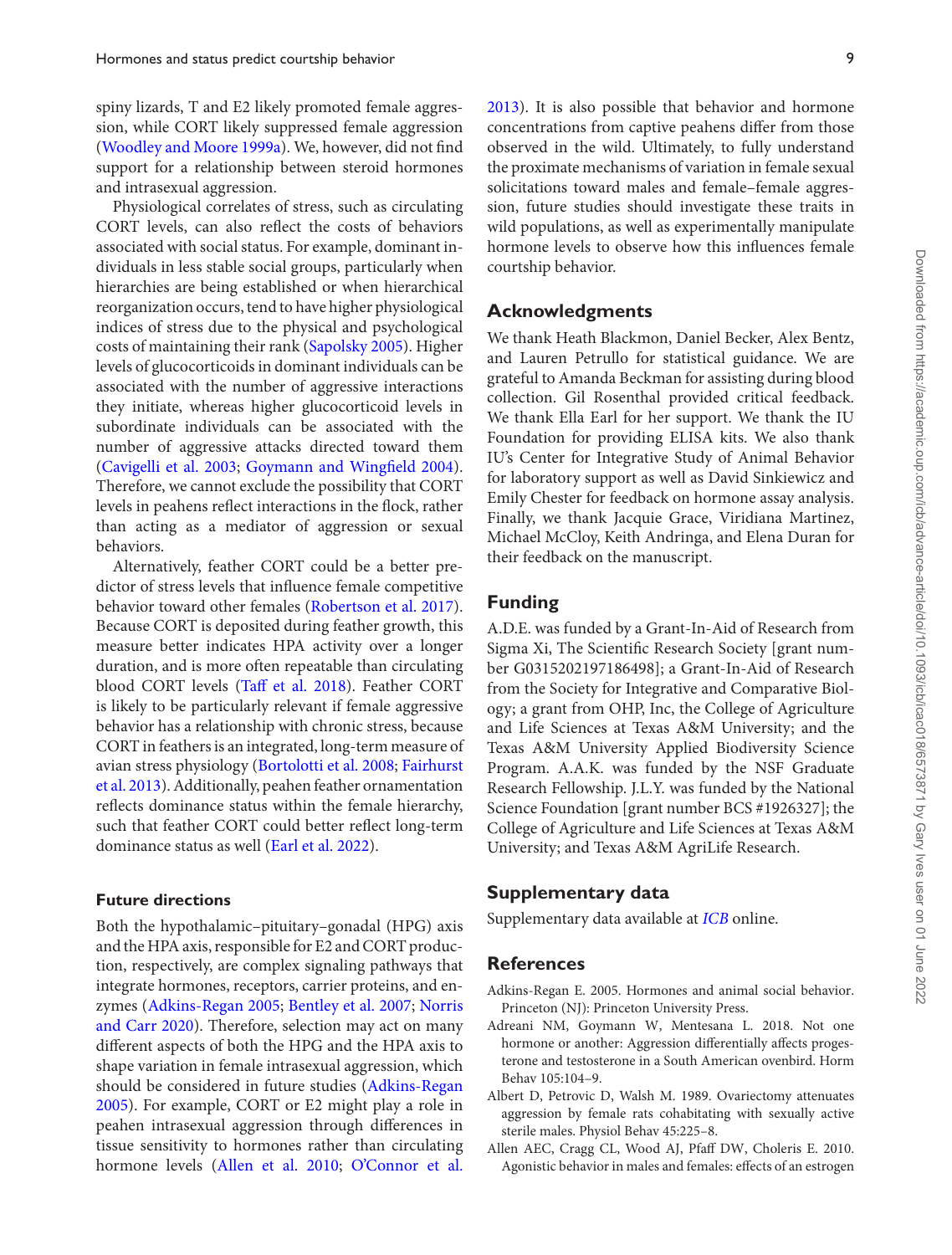spiny lizards, T and E2 likely promoted female aggression, while CORT likely suppressed female aggression (Woodley and Moore 1999a). We, however, did not find support for a relationship between steroid hormones and intrasexual aggression.

Physiological correlates of stress, such as circulating CORT levels, can also reflect the costs of behaviors associated with social status. For example, dominant individuals in less stable social groups, particularly when hierarchies are being established or when hierarchical reorganization occurs, tend to have higher physiological indices of stress due to the physical and psychological costs of maintaining their rank (Sapolsky 2005). Higher levels of glucocorticoids in dominant individuals can be associated with the number of aggressive interactions they initiate, whereas higher glucocorticoid levels in subordinate individuals can be associated with the number of aggressive attacks directed toward them (Cavigelli et al. 2003; Goymann and Wingfield 2004). Therefore, we cannot exclude the possibility that CORT levels in peahens reflect interactions in the flock, rather than acting as a mediator of aggression or sexual behaviors.

Alternatively, feather CORT could be a better predictor of stress levels that influence female competitive behavior toward other females (Robertson et al. 2017). Because CORT is deposited during feather growth, this measure better indicates HPA activity over a longer duration, and is more often repeatable than circulating blood CORT levels (Taff et al. 2018). Feather CORT is likely to be particularly relevant if female aggressive behavior has a relationship with chronic stress, because CORT in feathers is an integrated, long-term measure of avian stress physiology (Bortolotti et al. 2008; Fairhurst et al. 2013). Additionally, peahen feather ornamentation reflects dominance status within the female hierarchy, such that feather CORT could better reflect long-term dominance status as well (Earl et al. 2022).

### Future directions

Both the hypothalamic–pituitary–gonadal (HPG) axis and the HPA axis, responsible for E2 and CORT production, respectively, are complex signaling pathways that integrate hormones, receptors, carrier proteins, and enzymes (Adkins-Regan 2005; Bentley et al. 2007; Norris and Carr 2020). Therefore, selection may act on many different aspects of both the HPG and the HPA axis to shape variation in female intrasexual aggression, which should be considered in future studies (Adkins-Regan 2005). For example, CORT or E2 might play a role in peahen intrasexual aggression through differences in tissue sensitivity to hormones rather than circulating hormone levels (Allen et al. 2010; O'Connor et al. 2013). It is also possible that behavior and hormone concentrations from captive peahens differ from those observed in the wild. Ultimately, to fully understand the proximate mechanisms of variation in female sexual solicitations toward males and female–female aggression, future studies should investigate these traits in wild populations, as well as experimentally manipulate hormone levels to observe how this influences female courtship behavior.

## Acknowledgments

We thank Heath Blackmon, Daniel Becker, Alex Bentz, and Lauren Petrullo for statistical guidance. We are grateful to Amanda Beckman for assisting during blood collection. Gil Rosenthal provided critical feedback. We thank Ella Earl for her support. We thank the IU Foundation for providing ELISA kits. We also thank IU's Center for Integrative Study of Animal Behavior for laboratory support as well as David Sinkiewicz and Emily Chester for feedback on hormone assay analysis. Finally, we thank Jacquie Grace, Viridiana Martinez, Michael McCloy, Keith Andringa, and Elena Duran for their feedback on the manuscript.

## Funding

A.D.E. was funded by a Grant-In-Aid of Research from Sigma Xi, The Scientific Research Society [grant number G0315202197186498]; a Grant-In-Aid of Research from the Society for Integrative and Comparative Biology; a grant from OHP, Inc, the College of Agriculture and Life Sciences at Texas A&M University; and the Texas A&M University Applied Biodiversity Science Program. A.A.K. was funded by the NSF Graduate Research Fellowship. J.L.Y. was funded by the National Science Foundation [grant number BCS #1926327]; the College of Agriculture and Life Sciences at Texas A&M University; and Texas A&M AgriLife Research.

## Supplementary data

Supplementary data available at *ICB* online.

## References

Adkins-Regan E. 2005. Hormones and animal social behavior. Princeton (NJ): Princeton University Press.

Adreani NM, Goymann W, Mentesana L. 2018. Not one hormone or another: Aggression differentially affects progesterone and testosterone in a South American ovenbird. Horm Behav 105:104–9.

Albert D, Petrovic D, Walsh M. 1989. Ovariectomy attenuates aggression by female rats cohabitating with sexually active sterile males. Physiol Behav 45:225–8.

Allen AEC, Cragg CL, Wood AJ, Pfaff DW, Choleris E. 2010. Agonistic behavior in males and females: effects of an estrogen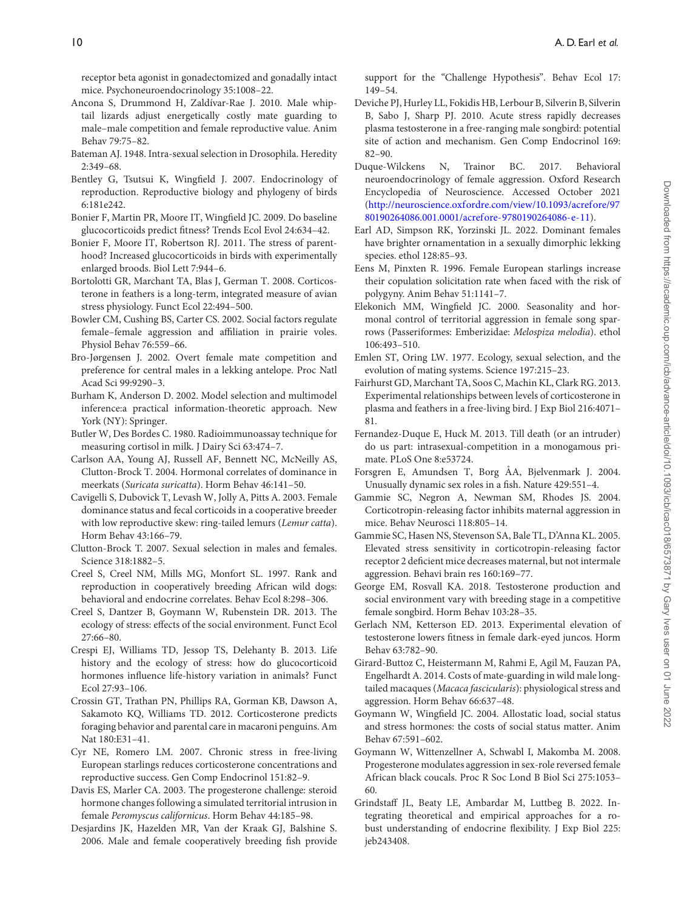receptor beta agonist in gonadectomized and gonadally intact mice. Psychoneuroendocrinology 35:1008–22.

Ancona S, Drummond H, Zaldívar-Rae J. 2010. Male whiptail lizards adjust energetically costly mate guarding to male–male competition and female reproductive value. Anim Behav 79:75–82.

Bateman AJ. 1948. Intra-sexual selection in Drosophila. Heredity 2:349–68.

Bentley G, Tsutsui K, Wingfield J. 2007. Endocrinology of reproduction. Reproductive biology and phylogeny of birds 6:181e242.

Bonier F, Martin PR, Moore IT, Wingfield JC. 2009. Do baseline glucocorticoids predict fitness? Trends Ecol Evol 24:634–42.

Bonier F, Moore IT, Robertson RJ. 2011. The stress of parenthood? Increased glucocorticoids in birds with experimentally enlarged broods. Biol Lett 7:944–6.

Bortolotti GR, Marchant TA, Blas J, German T. 2008. Corticosterone in feathers is a long-term, integrated measure of avian stress physiology. Funct Ecol 22:494–500.

Bowler CM, Cushing BS, Carter CS. 2002. Social factors regulate female–female aggression and affiliation in prairie voles. Physiol Behav 76:559–66.

Bro-Jørgensen J. 2002. Overt female mate competition and preference for central males in a lekking antelope. Proc Natl Acad Sci 99:9290–3.

Burham K, Anderson D. 2002. Model selection and multimodel inference:a practical information-theoretic approach. New York (NY): Springer.

Butler W, Des Bordes C. 1980. Radioimmunoassay technique for measuring cortisol in milk. J Dairy Sci 63:474–7.

Carlson AA, Young AJ, Russell AF, Bennett NC, McNeilly AS, Clutton-Brock T. 2004. Hormonal correlates of dominance in meerkats (*Suricata suricatta*). Horm Behav 46:141–50.

Cavigelli S, Dubovick T, Levash W, Jolly A, Pitts A. 2003. Female dominance status and fecal corticoids in a cooperative breeder with low reproductive skew: ring-tailed lemurs (*Lemur catta*). Horm Behav 43:166–79.

Clutton-Brock T. 2007. Sexual selection in males and females. Science 318:1882–5.

Creel S, Creel NM, Mills MG, Monfort SL. 1997. Rank and reproduction in cooperatively breeding African wild dogs: behavioral and endocrine correlates. Behav Ecol 8:298–306.

Creel S, Dantzer B, Goymann W, Rubenstein DR. 2013. The ecology of stress: effects of the social environment. Funct Ecol 27:66–80.

Crespi EJ, Williams TD, Jessop TS, Delehanty B. 2013. Life history and the ecology of stress: how do glucocorticoid hormones influence life-history variation in animals? Funct Ecol 27:93–106.

Crossin GT, Trathan PN, Phillips RA, Gorman KB, Dawson A, Sakamoto KQ, Williams TD. 2012. Corticosterone predicts foraging behavior and parental care in macaroni penguins. Am Nat 180:E31–41.

Cyr NE, Romero LM. 2007. Chronic stress in free-living European starlings reduces corticosterone concentrations and reproductive success. Gen Comp Endocrinol 151:82–9.

Davis ES, Marler CA. 2003. The progesterone challenge: steroid hormone changes following a simulated territorial intrusion in female *Peromyscus californicus*. Horm Behav 44:185–98.

Desjardins JK, Hazelden MR, Van der Kraak GJ, Balshine S. 2006. Male and female cooperatively breeding fish provide support for the "Challenge Hypothesis". Behav Ecol 17: 149–54.

Deviche PJ, Hurley LL, Fokidis HB, Lerbour B, Silverin B, Silverin B, Sabo J, Sharp PJ. 2010. Acute stress rapidly decreases plasma testosterone in a free-ranging male songbird: potential site of action and mechanism. Gen Comp Endocrinol 169: 82–90.

Duque-Wilckens N, Trainor BC. 2017. Behavioral neuroendocrinology of female aggression. Oxford Research Encyclopedia of Neuroscience. Accessed October 2021 (http://neuroscience.oxfordre.com/view/10.1093/acrefore/9780190264086.001.0001/acrefore-9780190264086-e-11).

Earl AD, Simpson RK, Yorzinski JL. 2022. Dominant females have brighter ornamentation in a sexually dimorphic lekking species. ethol 128:85–93.

Eens M, Pinxten R. 1996. Female European starlings increase their copulation solicitation rate when faced with the risk of polygyny. Anim Behav 51:1141–7.

Elekonich MM, Wingfield JC. 2000. Seasonality and hormonal control of territorial aggression in female song sparrows (Passeriformes: Emberizidae: *Melospiza melodia*). ethol 106:493–510.

Emlen ST, Oring LW. 1977. Ecology, sexual selection, and the evolution of mating systems. Science 197:215–23.

Fairhurst GD, Marchant TA, Soos C, Machin KL, Clark RG. 2013. Experimental relationships between levels of corticosterone in plasma and feathers in a free-living bird. J Exp Biol 216:4071–81.

Fernandez-Duque E, Huck M. 2013. Till death (or an intruder) do us part: intrasexual-competition in a monogamous primate. PLoS One 8:e53724.

Forsgren E, Amundsen T, Borg ÅA, Bjelvenmark J. 2004. Unusually dynamic sex roles in a fish. Nature 429:551–4.

Gammie SC, Negron A, Newman SM, Rhodes JS. 2004. Corticotropin-releasing factor inhibits maternal aggression in mice. Behav Neurosci 118:805–14.

Gammie SC, Hasen NS, Stevenson SA, Bale TL, D'Anna KL. 2005. Elevated stress sensitivity in corticotropin-releasing factor receptor 2 deficient mice decreases maternal, but not intermale aggression. Behavi brain res 160:169–77.

George EM, Rosvall KA. 2018. Testosterone production and social environment vary with breeding stage in a competitive female songbird. Horm Behav 103:28–35.

Gerlach NM, Ketterson ED. 2013. Experimental elevation of testosterone lowers fitness in female dark-eyed juncos. Horm Behav 63:782–90.

Girard-Buttoz C, Heistermann M, Rahmi E, Agil M, Fauzan PA, Engelhardt A. 2014. Costs of mate-guarding in wild male long-tailed macaques (*Macaca fascicularis*): physiological stress and aggression. Horm Behav 66:637–48.

Goymann W, Wingfield JC. 2004. Allostatic load, social status and stress hormones: the costs of social status matter. Anim Behav 67:591–602.

Goymann W, Wittenzellner A, Schwabl I, Makomba M. 2008. Progesterone modulates aggression in sex-role reversed female African black coucals. Proc R Soc Lond B Biol Sci 275:1053–60.

Grindstaff JL, Beaty LE, Ambardar M, Luttbeg B. 2022. Integrating theoretical and empirical approaches for a robust understanding of endocrine flexibility. J Exp Biol 225: jeb243408.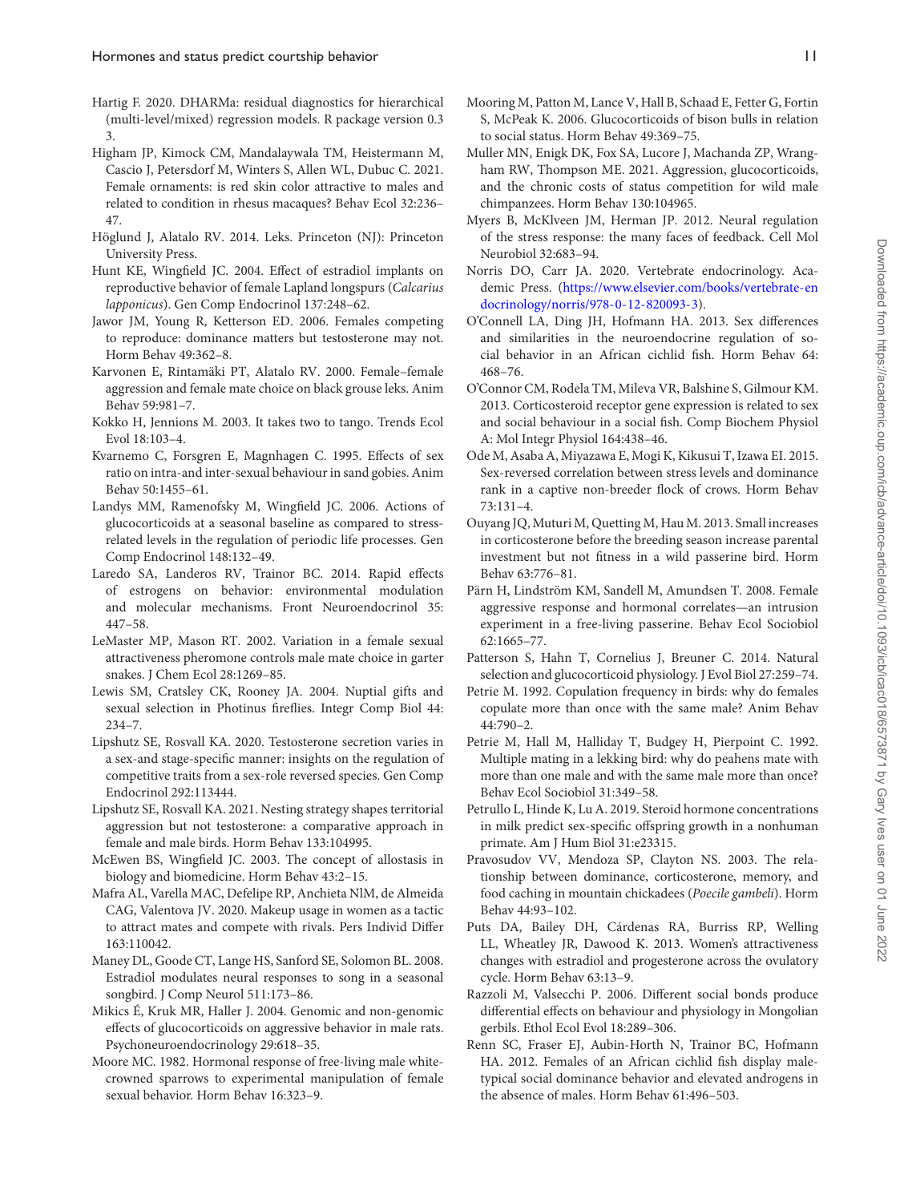Hartig F. 2020. DHARMa: residual diagnostics for hierarchical (multi-level/mixed) regression models. R package version 0.3 3.

Higham JP, Kimock CM, Mandalaywala TM, Heistermann M, Cascio J, Petersdorf M, Winters S, Allen WL, Dubuc C. 2021. Female ornaments: is red skin color attractive to males and related to condition in rhesus macaques? Behav Ecol 32:236–47.

Höglund J, Alatalo RV. 2014. Leks. Princeton (NJ): Princeton University Press.

Hunt KE, Wingfield JC. 2004. Effect of estradiol implants on reproductive behavior of female Lapland longspurs (*Calcarius lapponicus*). Gen Comp Endocrinol 137:248–62.

Jawor JM, Young R, Ketterson ED. 2006. Females competing to reproduce: dominance matters but testosterone may not. Horm Behav 49:362–8.

Karvonen E, Rintamäki PT, Alatalo RV. 2000. Female–female aggression and female mate choice on black grouse leks. Anim Behav 59:981–7.

Kokko H, Jennions M. 2003. It takes two to tango. Trends Ecol Evol 18:103–4.

Kvarnemo C, Forsgren E, Magnhagen C. 1995. Effects of sex ratio on intra-and inter-sexual behaviour in sand gobies. Anim Behav 50:1455–61.

Landys MM, Ramenofsky M, Wingfield JC. 2006. Actions of glucocorticoids at a seasonal baseline as compared to stress-related levels in the regulation of periodic life processes. Gen Comp Endocrinol 148:132–49.

Laredo SA, Landeros RV, Trainor BC. 2014. Rapid effects of estrogens on behavior: environmental modulation and molecular mechanisms. Front Neuroendocrinol 35: 447–58.

LeMaster MP, Mason RT. 2002. Variation in a female sexual attractiveness pheromone controls male mate choice in garter snakes. J Chem Ecol 28:1269–85.

Lewis SM, Cratsley CK, Rooney JA. 2004. Nuptial gifts and sexual selection in Photinus fireflies. Integr Comp Biol 44: 234–7.

Lipshutz SE, Rosvall KA. 2020. Testosterone secretion varies in a sex-and stage-specific manner: insights on the regulation of competitive traits from a sex-role reversed species. Gen Comp Endocrinol 292:113444.

Lipshutz SE, Rosvall KA. 2021. Nesting strategy shapes territorial aggression but not testosterone: a comparative approach in female and male birds. Horm Behav 133:104995.

McEwen BS, Wingfield JC. 2003. The concept of allostasis in biology and biomedicine. Horm Behav 43:2–15.

Mafra AL, Varella MAC, Defelipe RP, Anchieta NlM, de Almeida CAG, Valentova JV. 2020. Makeup usage in women as a tactic to attract mates and compete with rivals. Pers Individ Differ 163:110042.

Maney DL, Goode CT, Lange HS, Sanford SE, Solomon BL. 2008. Estradiol modulates neural responses to song in a seasonal songbird. J Comp Neurol 511:173–86.

Mikics É, Kruk MR, Haller J. 2004. Genomic and non-genomic effects of glucocorticoids on aggressive behavior in male rats. Psychoneuroendocrinology 29:618–35.

Moore MC. 1982. Hormonal response of free-living male white-crowned sparrows to experimental manipulation of female sexual behavior. Horm Behav 16:323–9.

Mooring M, Patton M, Lance V, Hall B, Schaad E, Fetter G, Fortin S, McPeak K. 2006. Glucocorticoids of bison bulls in relation to social status. Horm Behav 49:369–75.

Muller MN, Enigk DK, Fox SA, Lucore J, Machanda ZP, Wrangham RW, Thompson ME. 2021. Aggression, glucocorticoids, and the chronic costs of status competition for wild male chimpanzees. Horm Behav 130:104965.

Myers B, McKlveen JM, Herman JP. 2012. Neural regulation of the stress response: the many faces of feedback. Cell Mol Neurobiol 32:683–94.

Norris DO, Carr JA. 2020. Vertebrate endocrinology. Academic Press. (https://www.elsevier.com/books/vertebrate-endocrinology/norris/978-0-12-820093-3).

O'Connell LA, Ding JH, Hofmann HA. 2013. Sex differences and similarities in the neuroendocrine regulation of social behavior in an African cichlid fish. Horm Behav 64: 468–76.

O'Connor CM, Rodela TM, Mileva VR, Balshine S, Gilmour KM. 2013. Corticosteroid receptor gene expression is related to sex and social behaviour in a social fish. Comp Biochem Physiol A: Mol Integr Physiol 164:438–46.

Ode M, Asaba A, Miyazawa E, Mogi K, Kikusui T, Izawa EI. 2015. Sex-reversed correlation between stress levels and dominance rank in a captive non-breeder flock of crows. Horm Behav 73:131–4.

Ouyang JQ, Muturi M, Quetting M, Hau M. 2013. Small increases in corticosterone before the breeding season increase parental investment but not fitness in a wild passerine bird. Horm Behav 63:776–81.

Pärn H, Lindström KM, Sandell M, Amundsen T. 2008. Female aggressive response and hormonal correlates—an intrusion experiment in a free-living passerine. Behav Ecol Sociobiol 62:1665–77.

Patterson S, Hahn T, Cornelius J, Breuner C. 2014. Natural selection and glucocorticoid physiology. J Evol Biol 27:259–74.

Petrie M. 1992. Copulation frequency in birds: why do females copulate more than once with the same male? Anim Behav 44:790–2.

Petrie M, Hall M, Halliday T, Budgey H, Pierpoint C. 1992. Multiple mating in a lekking bird: why do peahens mate with more than one male and with the same male more than once? Behav Ecol Sociobiol 31:349–58.

Petrullo L, Hinde K, Lu A. 2019. Steroid hormone concentrations in milk predict sex-specific offspring growth in a nonhuman primate. Am J Hum Biol 31:e23315.

Pravosudov VV, Mendoza SP, Clayton NS. 2003. The relationship between dominance, corticosterone, memory, and food caching in mountain chickadees (*Poecile gambeli*). Horm Behav 44:93–102.

Puts DA, Bailey DH, Cárdenas RA, Burriss RP, Welling LL, Wheatley JR, Dawood K. 2013. Women's attractiveness changes with estradiol and progesterone across the ovulatory cycle. Horm Behav 63:13–9.

Razzoli M, Valsecchi P. 2006. Different social bonds produce differential effects on behaviour and physiology in Mongolian gerbils. Ethol Ecol Evol 18:289–306.

Renn SC, Fraser EJ, Aubin-Horth N, Trainor BC, Hofmann HA. 2012. Females of an African cichlid fish display male-typical social dominance behavior and elevated androgens in the absence of males. Horm Behav 61:496–503.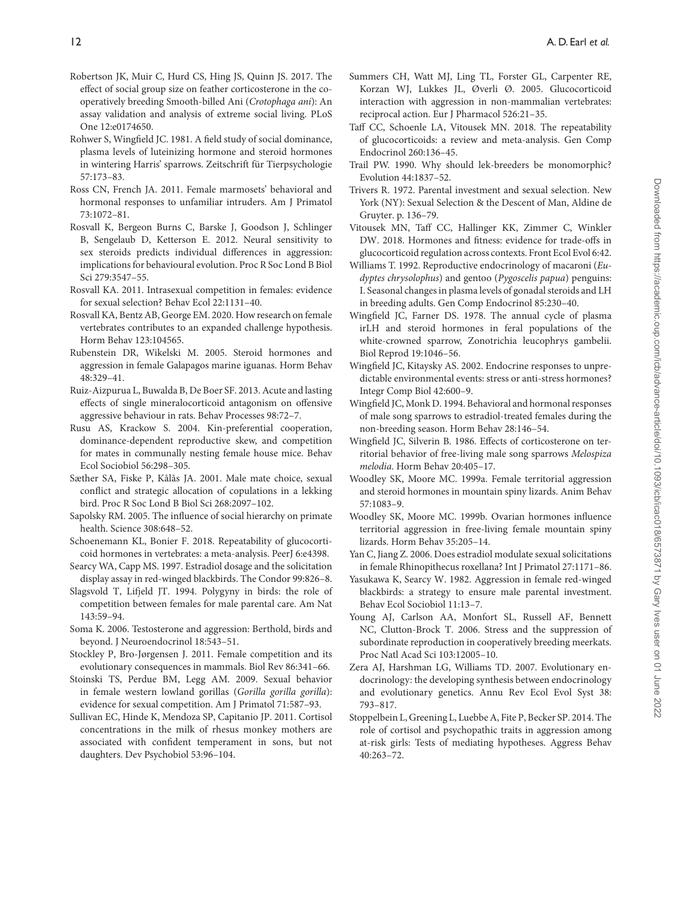Robertson JK, Muir C, Hurd CS, Hing JS, Quinn JS. 2017. The effect of social group size on feather corticosterone in the co-operatively breeding Smooth-billed Ani (*Crotophaga ani*): An assay validation and analysis of extreme social living. PLoS One 12:e0174650.

Rohwer S, Wingfield JC. 1981. A field study of social dominance, plasma levels of luteinizing hormone and steroid hormones in wintering Harris' sparrows. Zeitschrift für Tierpsychologie 57:173–83.

Ross CN, French JA. 2011. Female marmosets' behavioral and hormonal responses to unfamiliar intruders. Am J Primatol 73:1072–81.

Rosvall K, Bergeon Burns C, Barske J, Goodson J, Schlinger B, Sengelaub D, Ketterson E. 2012. Neural sensitivity to sex steroids predicts individual differences in aggression: implications for behavioural evolution. Proc R Soc Lond B Biol Sci 279:3547–55.

Rosvall KA. 2011. Intrasexual competition in females: evidence for sexual selection? Behav Ecol 22:1131–40.

Rosvall KA, Bentz AB, George EM. 2020. How research on female vertebrates contributes to an expanded challenge hypothesis. Horm Behav 123:104565.

Rubenstein DR, Wikelski M. 2005. Steroid hormones and aggression in female Galapagos marine iguanas. Horm Behav 48:329–41.

Ruiz-Aizpurua L, Buwalda B, De Boer SF. 2013. Acute and lasting effects of single mineralocorticoid antagonism on offensive aggressive behaviour in rats. Behav Processes 98:72–7.

Rusu AS, Krackow S. 2004. Kin-preferential cooperation, dominance-dependent reproductive skew, and competition for mates in communally nesting female house mice. Behav Ecol Sociobiol 56:298–305.

Sæther SA, Fiske P, Kålås JA. 2001. Male mate choice, sexual conflict and strategic allocation of copulations in a lekking bird. Proc R Soc Lond B Biol Sci 268:2097–102.

Sapolsky RM. 2005. The influence of social hierarchy on primate health. Science 308:648–52.

Schoenemann KL, Bonier F. 2018. Repeatability of glucocorticoid hormones in vertebrates: a meta-analysis. PeerJ 6:e4398.

Searcy WA, Capp MS. 1997. Estradiol dosage and the solicitation display assay in red-winged blackbirds. The Condor 99:826–8.

Slagsvold T, Lifjeld JT. 1994. Polygyny in birds: the role of competition between females for male parental care. Am Nat 143:59–94.

Soma K. 2006. Testosterone and aggression: Berthold, birds and beyond. J Neuroendocrinol 18:543–51.

Stockley P, Bro-Jørgensen J. 2011. Female competition and its evolutionary consequences in mammals. Biol Rev 86:341–66.

Stoinski TS, Perdue BM, Legg AM. 2009. Sexual behavior in female western lowland gorillas (*Gorilla gorilla gorilla*): evidence for sexual competition. Am J Primatol 71:587–93.

Sullivan EC, Hinde K, Mendoza SP, Capitanio JP. 2011. Cortisol concentrations in the milk of rhesus monkey mothers are associated with confident temperament in sons, but not daughters. Dev Psychobiol 53:96–104.

Summers CH, Watt MJ, Ling TL, Forster GL, Carpenter RE, Korzan WJ, Lukkes JL, Øverli Ø. 2005. Glucocorticoid interaction with aggression in non-mammalian vertebrates: reciprocal action. Eur J Pharmacol 526:21–35.

Taff CC, Schoenle LA, Vitousek MN. 2018. The repeatability of glucocorticoids: a review and meta-analysis. Gen Comp Endocrinol 260:136–45.

Trail PW. 1990. Why should lek-breeders be monomorphic? Evolution 44:1837–52.

Trivers R. 1972. Parental investment and sexual selection. New York (NY): Sexual Selection & the Descent of Man, Aldine de Gruyter. p. 136–79.

Vitousek MN, Taff CC, Hallinger KK, Zimmer C, Winkler DW. 2018. Hormones and fitness: evidence for trade-offs in glucocorticoid regulation across contexts. Front Ecol Evol 6:42.

Williams T. 1992. Reproductive endocrinology of macaroni (*Eudyptes chrysolophus*) and gentoo (*Pygoscelis papua*) penguins: I. Seasonal changes in plasma levels of gonadal steroids and LH in breeding adults. Gen Comp Endocrinol 85:230–40.

Wingfield JC, Farner DS. 1978. The annual cycle of plasma irLH and steroid hormones in feral populations of the white-crowned sparrow, Zonotrichia leucophrys gambelii. Biol Reprod 19:1046–56.

Wingfield JC, Kitaysky AS. 2002. Endocrine responses to unpredictable environmental events: stress or anti-stress hormones? Integr Comp Biol 42:600–9.

Wingfield JC, Monk D. 1994. Behavioral and hormonal responses of male song sparrows to estradiol-treated females during the non-breeding season. Horm Behav 28:146–54.

Wingfield JC, Silverin B. 1986. Effects of corticosterone on territorial behavior of free-living male song sparrows *Melospiza melodia*. Horm Behav 20:405–17.

Woodley SK, Moore MC. 1999a. Female territorial aggression and steroid hormones in mountain spiny lizards. Anim Behav 57:1083–9.

Woodley SK, Moore MC. 1999b. Ovarian hormones influence territorial aggression in free-living female mountain spiny lizards. Horm Behav 35:205–14.

Yan C, Jiang Z. 2006. Does estradiol modulate sexual solicitations in female Rhinopithecus roxellana? Int J Primatol 27:1171–86.

Yasukawa K, Searcy W. 1982. Aggression in female red-winged blackbirds: a strategy to ensure male parental investment. Behav Ecol Sociobiol 11:13–7.

Young AJ, Carlson AA, Monfort SL, Russell AF, Bennett NC, Clutton-Brock T. 2006. Stress and the suppression of subordinate reproduction in cooperatively breeding meerkats. Proc Natl Acad Sci 103:12005–10.

Zera AJ, Harshman LG, Williams TD. 2007. Evolutionary endocrinology: the developing synthesis between endocrinology and evolutionary genetics. Annu Rev Ecol Evol Syst 38: 793–817.

Stoppelbein L, Greening L, Luebbe A, Fite P, Becker SP. 2014. The role of cortisol and psychopathic traits in aggression among at-risk girls: Tests of mediating hypotheses. Aggress Behav 40:263–72.